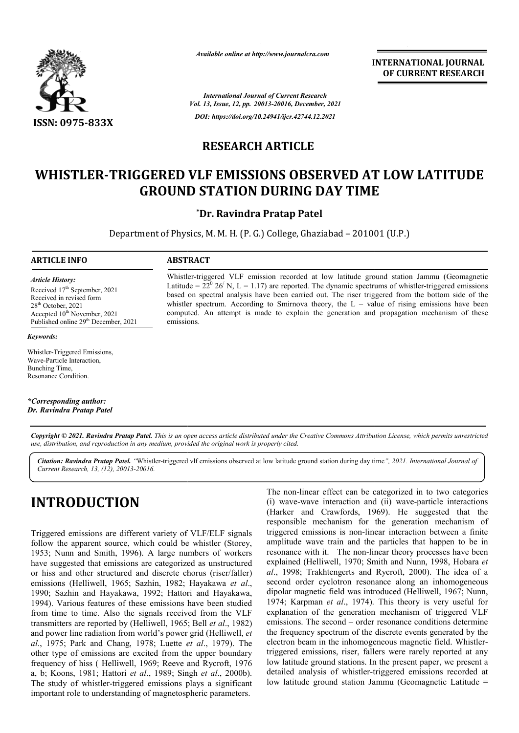*Available online at http://www.journalcra.com*

**INTERNATIONAL JOURNAL OF CURRENT RESEARCH**

*International Journal of Current Research*
*Vol. 13, Issue, 12, pp. 20013-20016, December, 2021*
*DOI: https://doi.org/10.24941/ijcr.42744.12.2021*

**ISSN: 0975-833X**

## RESEARCH ARTICLE

# WHISTLER-TRIGGERED VLF EMISSIONS OBSERVED AT LOW LATITUDE GROUND STATION DURING DAY TIME

**\*Dr. Ravindra Pratap Patel**

Department of Physics, M. M. H. (P. G.) College, Ghaziabad – 201001 (U.P.)

**ARTICLE INFO**

*Article History:*

Received 17th September, 2021
Received in revised form 28th October, 2021
Accepted 10th November, 2021
Published online 29th December, 2021

*Keywords:*

Whistler-Triggered Emissions, Wave-Particle Interaction, Bunching Time, Resonance Condition.

*\*Corresponding author:*
*Dr. Ravindra Pratap Patel*

**ABSTRACT**

Whistler-triggered VLF emission recorded at low latitude ground station Jammu (Geomagnetic Latitude = $22^0\ 26^{/}$ N, L = 1.17) are reported. The dynamic spectrums of whistler-triggered emissions based on spectral analysis have been carried out. The riser triggered from the bottom side of the whistler spectrum. According to Smirnova theory, the L – value of rising emissions have been computed. An attempt is made to explain the generation and propagation mechanism of these emissions.

**Copyright © 2021. Ravindra Pratap Patel.** *This is an open access article distributed under the Creative Commons Attribution License, which permits unrestricted use, distribution, and reproduction in any medium, provided the original work is properly cited.*

**Citation: Ravindra Pratap Patel.** *"Whistler-triggered vlf emissions observed at low latitude ground station during day time", 2021. International Journal of Current Research, 13, (12), 20013-20016.*

# INTRODUCTION

Triggered emissions are different variety of VLF/ELF signals follow the apparent source, which could be whistler (Storey, 1953; Nunn and Smith, 1996). A large numbers of workers have suggested that emissions are categorized as unstructured or hiss and other structured and discrete chorus (riser/faller) emissions (Helliwell, 1965; Sazhin, 1982; Hayakawa *et al*., 1990; Sazhin and Hayakawa, 1992; Hattori and Hayakawa, 1994). Various features of these emissions have been studied from time to time. Also the signals received from the VLF transmitters are reported by (Helliwell, 1965; Bell *et al*., 1982) and power line radiation from world's power grid (Helliwell, *et al*., 1975; Park and Chang, 1978; Luette *et al*., 1979). The other type of emissions are excited from the upper boundary frequency of hiss ( Helliwell, 1969; Reeve and Rycroft, 1976 a, b; Koons, 1981; Hattori *et al*., 1989; Singh *et al*., 2000b). The study of whistler-triggered emissions plays a significant important role to understanding of magnetospheric parameters.

The non-linear effect can be categorized in to two categories (i) wave-wave interaction and (ii) wave-particle interactions (Harker and Crawfords, 1969). He suggested that the responsible mechanism for the generation mechanism of triggered emissions is non-linear interaction between a finite amplitude wave train and the particles that happen to be in resonance with it. The non-linear theory processes have been explained (Helliwell, 1970; Smith and Nunn, 1998, Hobara *et al*., 1998; Trakhtengerts and Rycroft, 2000). The idea of a second order cyclotron resonance along an inhomogeneous dipolar magnetic field was introduced (Helliwell, 1967; Nunn, 1974; Karpman *et al*., 1974). This theory is very useful for explanation of the generation mechanism of triggered VLF emissions. The second – order resonance conditions determine the frequency spectrum of the discrete events generated by the electron beam in the inhomogeneous magnetic field. Whistler-triggered emissions, riser, fallers were rarely reported at any low latitude ground stations. In the present paper, we present a detailed analysis of whistler-triggered emissions recorded at low latitude ground station Jammu (Geomagnetic Latitude =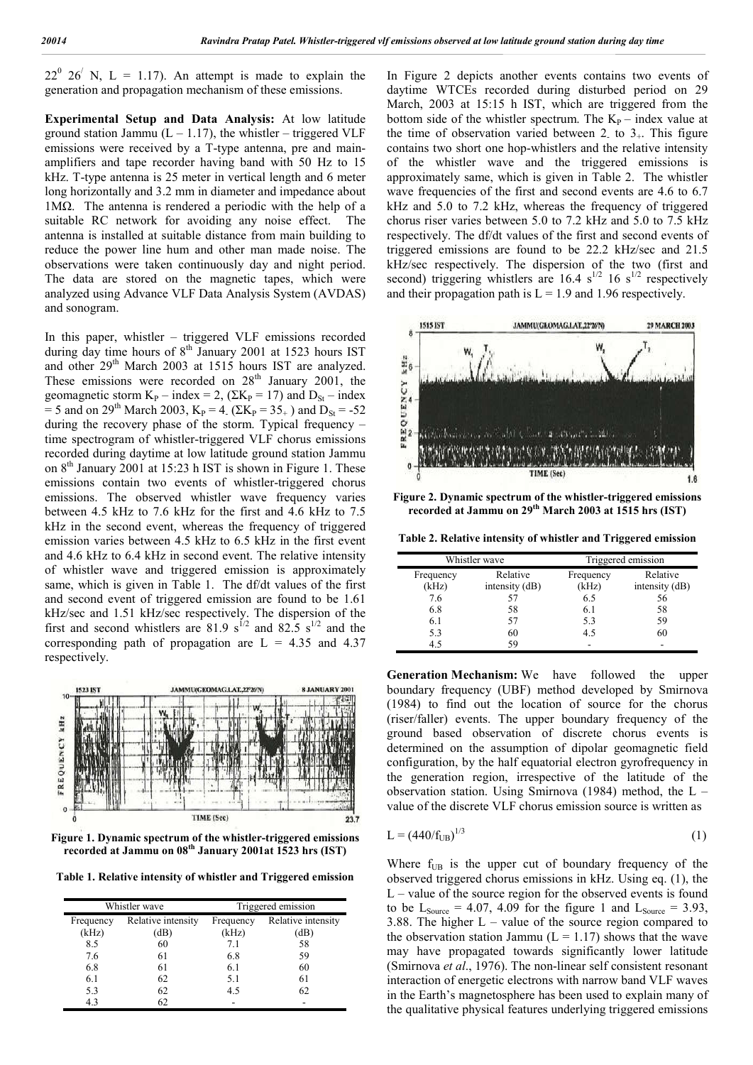$22^0$ $26'$ N, L = 1.17). An attempt is made to explain the generation and propagation mechanism of these emissions.

**Experimental Setup and Data Analysis:** At low latitude ground station Jammu (L – 1.17), the whistler – triggered VLF emissions were received by a T-type antenna, pre and main-amplifiers and tape recorder having band with 50 Hz to 15 kHz. T-type antenna is 25 meter in vertical length and 6 meter long horizontally and 3.2 mm in diameter and impedance about 1MΩ. The antenna is rendered a periodic with the help of a suitable RC network for avoiding any noise effect. The antenna is installed at suitable distance from main building to reduce the power line hum and other man made noise. The observations were taken continuously day and night period. The data are stored on the magnetic tapes, which were analyzed using Advance VLF Data Analysis System (AVDAS) and sonogram.

In this paper, whistler – triggered VLF emissions recorded during day time hours of 8th January 2001 at 1523 hours IST and other 29th March 2003 at 1515 hours IST are analyzed. These emissions were recorded on 28th January 2001, the geomagnetic storm $K_P$ – index = 2, ($\Sigma K_P$ = 17) and $D_{St}$ – index = 5 and on 29th March 2003, $K_P$ = 4. ($\Sigma K_P = 35_+$ ) and $D_{St}$ = -52 during the recovery phase of the storm. Typical frequency – time spectrogram of whistler-triggered VLF chorus emissions recorded during daytime at low latitude ground station Jammu on 8th January 2001 at 15:23 h IST is shown in Figure 1. These emissions contain two events of whistler-triggered chorus emissions. The observed whistler wave frequency varies between 4.5 kHz to 7.6 kHz for the first and 4.6 kHz to 7.5 kHz in the second event, whereas the frequency of triggered emission varies between 4.5 kHz to 6.5 kHz in the first event and 4.6 kHz to 6.4 kHz in second event. The relative intensity of whistler wave and triggered emission is approximately same, which is given in Table 1. The df/dt values of the first and second event of triggered emission are found to be 1.61 kHz/sec and 1.51 kHz/sec respectively. The dispersion of the first and second whistlers are 81.9 $s^{1/2}$ and 82.5 $s^{1/2}$ and the corresponding path of propagation are L = 4.35 and 4.37 respectively.

**Figure 1. Dynamic spectrum of the whistler-triggered emissions recorded at Jammu on 08th January 2001at 1523 hrs (IST)**

**Table 1. Relative intensity of whistler and Triggered emission**

| Whistler wave | | Triggered emission | |
|---|---|---|---|
| Frequency (kHz) | Relative intensity (dB) | Frequency (kHz) | Relative intensity (dB) |
| 8.5 | 60 | 7.1 | 58 |
| 7.6 | 61 | 6.8 | 59 |
| 6.8 | 61 | 6.1 | 60 |
| 6.1 | 62 | 5.1 | 61 |
| 5.3 | 62 | 4.5 | 62 |
| 4.3 | 62 | - | - |

In Figure 2 depicts another events contains two events of daytime WTCEs recorded during disturbed period on 29 March, 2003 at 15:15 h IST, which are triggered from the bottom side of the whistler spectrum. The $K_P$ – index value at the time of observation varied between $2_-$ to $3_+$. This figure contains two short one hop-whistlers and the relative intensity of the whistler wave and the triggered emissions is approximately same, which is given in Table 2. The whistler wave frequencies of the first and second events are 4.6 to 6.7 kHz and 5.0 to 7.2 kHz, whereas the frequency of triggered chorus riser varies between 5.0 to 7.2 kHz and 5.0 to 7.5 kHz respectively. The df/dt values of the first and second events of triggered emissions are found to be 22.2 kHz/sec and 21.5 kHz/sec respectively. The dispersion of the two (first and second) triggering whistlers are 16.4 $s^{1/2}$ 16 $s^{1/2}$ respectively and their propagation path is L = 1.9 and 1.96 respectively.

**Figure 2. Dynamic spectrum of the whistler-triggered emissions recorded at Jammu on 29th March 2003 at 1515 hrs (IST)**

**Table 2. Relative intensity of whistler and Triggered emission**

| Whistler wave | | Triggered emission | |
|---|---|---|---|
| Frequency (kHz) | Relative intensity (dB) | Frequency (kHz) | Relative intensity (dB) |
| 7.6 | 57 | 6.5 | 56 |
| 6.8 | 58 | 6.1 | 58 |
| 6.1 | 57 | 5.3 | 59 |
| 5.3 | 60 | 4.5 | 60 |
| 4.5 | 59 | - | - |

**Generation Mechanism:** We have followed the upper boundary frequency (UBF) method developed by Smirnova (1984) to find out the location of source for the chorus (riser/faller) events. The upper boundary frequency of the ground based observation of discrete chorus events is determined on the assumption of dipolar geomagnetic field configuration, by the half equatorial electron gyrofrequency in the generation region, irrespective of the latitude of the observation station. Using Smirnova (1984) method, the L – value of the discrete VLF chorus emission source is written as

$$L = (440/f_{UB})^{1/3} \tag{1}$$

Where $f_{UB}$ is the upper cut of boundary frequency of the observed triggered chorus emissions in kHz. Using eq. (1), the L – value of the source region for the observed events is found to be $L_{Source}$ = 4.07, 4.09 for the figure 1 and $L_{Source}$ = 3.93, 3.88. The higher L – value of the source region compared to the observation station Jammu (L = 1.17) shows that the wave may have propagated towards significantly lower latitude (Smirnova *et al*., 1976). The non-linear self consistent resonant interaction of energetic electrons with narrow band VLF waves in the Earth's magnetosphere has been used to explain many of the qualitative physical features underlying triggered emissions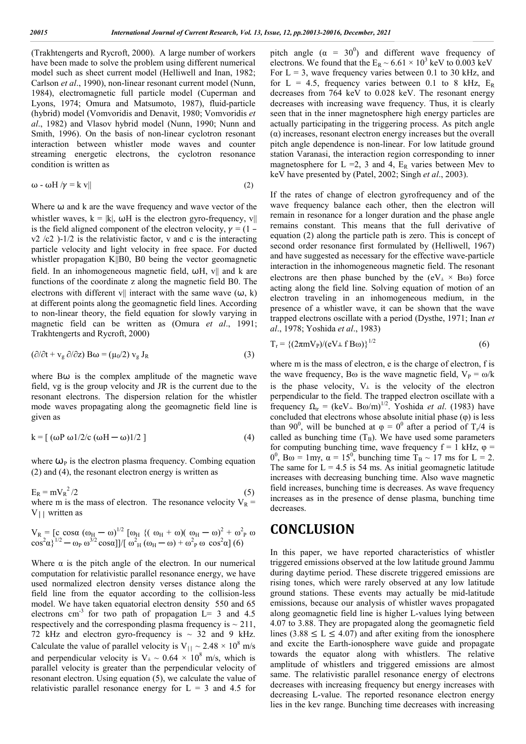(Trakhtengerts and Rycroft, 2000). A large number of workers have been made to solve the problem using different numerical model such as sheet current model (Helliwell and Inan, 1982; Carlson *et al*., 1990), non-linear resonant current model (Nunn, 1984), electromagnetic full particle model (Cuperman and Lyons, 1974; Omura and Matsumoto, 1987), fluid-particle (hybrid) model (Vomvoridis and Denavit, 1980; Vomvoridis *et al*., 1982) and Vlasov hybrid model (Nunn, 1990; Nunn and Smith, 1996). On the basis of non-linear cyclotron resonant interaction between whistler mode waves and counter streaming energetic electrons, the cyclotron resonance condition is written as

$$\omega - \omega H / \gamma = k\, v_{||} \tag{2}$$

Where ω and k are the wave frequency and wave vector of the whistler waves, k = |k|, ωH is the electron gyro-frequency, $v_{||}$ is the field aligned component of the electron velocity, $\gamma = (1 - v2/c2)$-1/2 is the relativistic factor, v and c is the interacting particle velocity and light velocity in free space. For ducted whistler propagation K||B0, B0 being the vector geomagnetic field. In an inhomogeneous magnetic field, ωH, $v_{||}$ and k are functions of the coordinate z along the magnetic field B0. The electrons with different $v_{||}$ interact with the same wave (ω, k) at different points along the geomagnetic field lines. According to non-linear theory, the field equation for slowly varying in magnetic field can be written as (Omura *et al*., 1991; Trakhtengerts and Rycroft, 2000)

$$(\partial/\partial t + v_g\, \partial/\partial z)\, B\omega = (\mu_0/2)\, v_g\, J_R \tag{3}$$

where Bω is the complex amplitude of the magnetic wave field, vg is the group velocity and JR is the current due to the resonant electrons. The dispersion relation for the whistler mode waves propagating along the geomagnetic field line is given as

$$k = [\, (\omega P\, \omega 1/2/c\, (\omega H - \omega)1/2 \,] \tag{4}$$

where $\omega_P$ is the electron plasma frequency. Combing equation (2) and (4), the resonant electron energy is written as

$$E_R = mV_R^2/2 \tag{5}$$

where m is the mass of electron. The resonance velocity $V_R = V_{||}$ written as

$$V_R = [c\cos\alpha\, (\omega_H - \omega)^{1/2}\, [\omega_H\, \{(\omega_H + \omega)(\omega_H - \omega)^2 + \omega_P^2\, \omega \cos^2\alpha\}^{1/2} - \omega_P\, \omega^{3/2}\cos\alpha]]/[\,\omega_H^2\, (\omega_H - \omega) + \omega_P^2\, \omega\, \cos^2\alpha] \tag{6}$$

Where α is the pitch angle of the electron. In our numerical computation for relativistic parallel resonance energy, we have used normalized electron density verses distance along the field line from the equator according to the collision-less model. We have taken equatorial electron density 550 and 65 electrons $cm^{-3}$ for two path of propagation L= 3 and 4.5 respectively and the corresponding plasma frequency is ~ 211, 72 kHz and electron gyro-frequency is ~ 32 and 9 kHz. Calculate the value of parallel velocity is $V_{||} \sim 2.48 \times 10^8$ m/s and perpendicular velocity is $V_\perp \sim 0.64 \times 10^8$ m/s, which is parallel velocity is greater than the perpendicular velocity of resonant electron. Using equation (5), we calculate the value of relativistic parallel resonance energy for L = 3 and 4.5 for pitch angle ($\alpha = 30^0$) and different wave frequency of electrons. We found that the $E_R \sim 6.61 \times 10^3$ keV to 0.003 keV For L = 3, wave frequency varies between 0.1 to 30 kHz, and for L = 4.5, frequency varies between 0.1 to 8 kHz, $E_R$ decreases from 764 keV to 0.028 keV. The resonant energy decreases with increasing wave frequency. Thus, it is clearly seen that in the inner magnetosphere high energy particles are actually participating in the triggering process. As pitch angle (α) increases, resonant electron energy increases but the overall pitch angle dependence is non-linear. For low latitude ground station Varanasi, the interaction region corresponding to inner magnetosphere for L =2, 3 and 4, $E_R$ varies between Mev to keV have presented by (Patel, 2002; Singh *et al*., 2003).

If the rates of change of electron gyrofrequency and of the wave frequency balance each other, then the electron will remain in resonance for a longer duration and the phase angle remains constant. This means that the full derivative of equation (2) along the particle path is zero. This is concept of second order resonance first formulated by (Helliwell, 1967) and have suggested as necessary for the effective wave-particle interaction in the inhomogeneous magnetic field. The resonant electrons are then phase bunched by the ($eV_\perp \times B\omega$) force acting along the field line. Solving equation of motion of an electron traveling in an inhomogeneous medium, in the presence of a whistler wave, it can be shown that the wave trapped electrons oscillate with a period (Dysthe, 1971; Inan *et al*., 1978; Yoshida *et al*., 1983)

$$T_r = \{(2\pi m V_P)/(eV_\perp\, f\, B\omega)\}^{1/2} \tag{6}$$

where m is the mass of electron, e is the charge of electron, f is the wave frequency, Bω is the wave magnetic field, $V_P = \omega/k$ is the phase velocity, $V_\perp$ is the velocity of the electron perpendicular to the field. The trapped electron oscillate with a frequency $\Omega_{tr} = (keV_\perp\, B\omega/m)^{1/2}$. Yoshida *et al*. (1983) have concluded that electrons whose absolute initial phase (φ) is less than $90^0$, will be bunched at $\varphi = 0^0$ after a period of $T_r/4$ is called as bunching time ($T_B$). We have used some parameters for computing bunching time, wave frequency f = 1 kHz, $\varphi = 0^0$, Bω = 1mγ, $\alpha = 15^0$, bunching time $T_B \sim 17$ ms for L = 2. The same for L = 4.5 is 54 ms. As initial geomagnetic latitude increases with decreasing bunching time. Also wave magnetic field increases, bunching time is decreases. As wave frequency increases as in the presence of dense plasma, bunching time decreases.

## CONCLUSION

In this paper, we have reported characteristics of whistler triggered emissions observed at the low latitude ground Jammu during daytime period. These discrete triggered emissions are rising tones, which were rarely observed at any low latitude ground stations. These events may actually be mid-latitude emissions, because our analysis of whistler waves propagated along geomagnetic field line is higher L-values lying between 4.07 to 3.88. They are propagated along the geomagnetic field lines ($3.88 \leq L \leq 4.07$) and after exiting from the ionosphere and excite the Earth-ionosphere wave guide and propagate towards the equator along with whistlers. The relative amplitude of whistlers and triggered emissions are almost same. The relativistic parallel resonance energy of electrons decreases with increasing frequency but energy increases with decreasing L-value. The reported resonance electron energy lies in the kev range. Bunching time decreases with increasing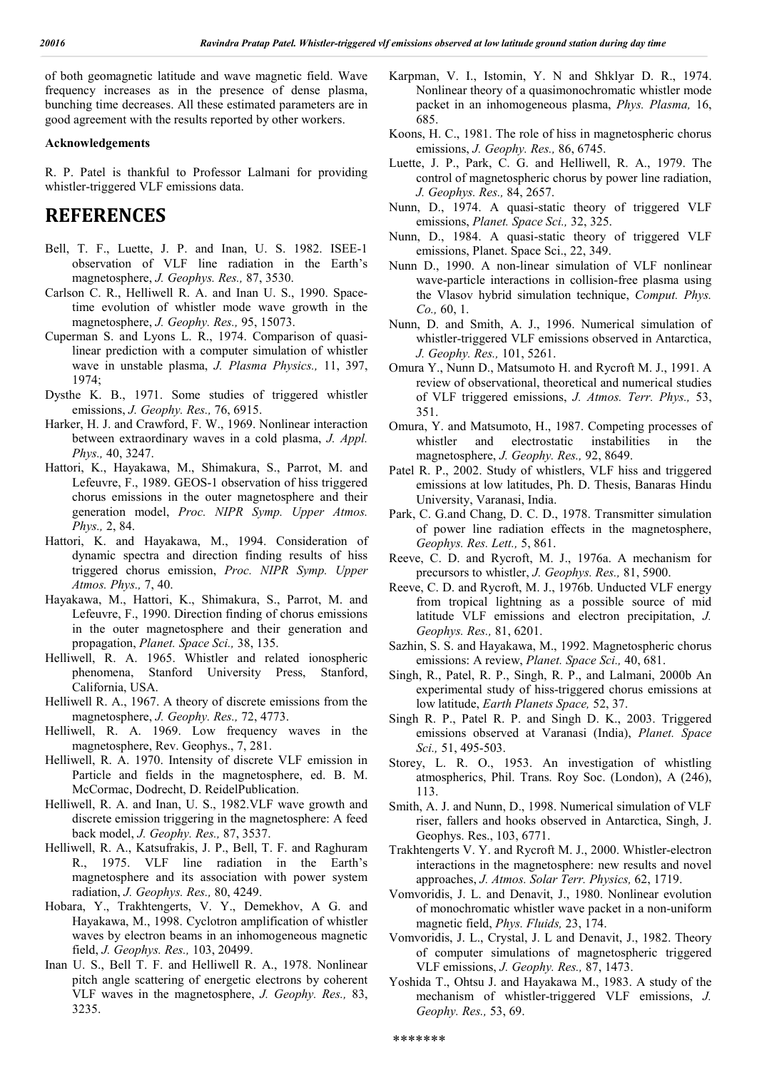of both geomagnetic latitude and wave magnetic field. Wave frequency increases as in the presence of dense plasma, bunching time decreases. All these estimated parameters are in good agreement with the results reported by other workers.

**Acknowledgements**

R. P. Patel is thankful to Professor Lalmani for providing whistler-triggered VLF emissions data.

# REFERENCES

Bell, T. F., Luette, J. P. and Inan, U. S. 1982. ISEE-1 observation of VLF line radiation in the Earth's magnetosphere, *J. Geophys. Res.,* 87, 3530.

Carlson C. R., Helliwell R. A. and Inan U. S., 1990. Space-time evolution of whistler mode wave growth in the magnetosphere, *J. Geophy. Res.,* 95, 15073.

Cuperman S. and Lyons L. R., 1974. Comparison of quasi-linear prediction with a computer simulation of whistler wave in unstable plasma, *J. Plasma Physics.,* 11, 397, 1974;

Dysthe K. B., 1971. Some studies of triggered whistler emissions, *J. Geophy. Res.,* 76, 6915.

Harker, H. J. and Crawford, F. W., 1969. Nonlinear interaction between extraordinary waves in a cold plasma, *J. Appl. Phys.,* 40, 3247.

Hattori, K., Hayakawa, M., Shimakura, S., Parrot, M. and Lefeuvre, F., 1989. GEOS-1 observation of hiss triggered chorus emissions in the outer magnetosphere and their generation model, *Proc. NIPR Symp. Upper Atmos. Phys.,* 2, 84.

Hattori, K. and Hayakawa, M., 1994. Consideration of dynamic spectra and direction finding results of hiss triggered chorus emission, *Proc. NIPR Symp. Upper Atmos. Phys.,* 7, 40.

Hayakawa, M., Hattori, K., Shimakura, S., Parrot, M. and Lefeuvre, F., 1990. Direction finding of chorus emissions in the outer magnetosphere and their generation and propagation, *Planet. Space Sci.,* 38, 135.

Helliwell, R. A. 1965. Whistler and related ionospheric phenomena, Stanford University Press, Stanford, California, USA.

Helliwell R. A., 1967. A theory of discrete emissions from the magnetosphere, *J. Geophy. Res.,* 72, 4773.

Helliwell, R. A. 1969. Low frequency waves in the magnetosphere, Rev. Geophys., 7, 281.

Helliwell, R. A. 1970. Intensity of discrete VLF emission in Particle and fields in the magnetosphere, ed. B. M. McCormac, Dodrecht, D. ReidelPublication.

Helliwell, R. A. and Inan, U. S., 1982.VLF wave growth and discrete emission triggering in the magnetosphere: A feed back model, *J. Geophy. Res.,* 87, 3537.

Helliwell, R. A., Katsufrakis, J. P., Bell, T. F. and Raghuram R., 1975. VLF line radiation in the Earth's magnetosphere and its association with power system radiation, *J. Geophys. Res.,* 80, 4249.

Hobara, Y., Trakhtengerts, V. Y., Demekhov, A G. and Hayakawa, M., 1998. Cyclotron amplification of whistler waves by electron beams in an inhomogeneous magnetic field, *J. Geophys. Res.,* 103, 20499.

Inan U. S., Bell T. F. and Helliwell R. A., 1978. Nonlinear pitch angle scattering of energetic electrons by coherent VLF waves in the magnetosphere, *J. Geophy. Res.,* 83, 3235.

Karpman, V. I., Istomin, Y. N and Shklyar D. R., 1974. Nonlinear theory of a quasimonochromatic whistler mode packet in an inhomogeneous plasma, *Phys. Plasma,* 16, 685.

Koons, H. C., 1981. The role of hiss in magnetospheric chorus emissions, *J. Geophy. Res.,* 86, 6745.

Luette, J. P., Park, C. G. and Helliwell, R. A., 1979. The control of magnetospheric chorus by power line radiation, *J. Geophys. Res.,* 84, 2657.

Nunn, D., 1974. A quasi-static theory of triggered VLF emissions, *Planet. Space Sci.,* 32, 325.

Nunn, D., 1984. A quasi-static theory of triggered VLF emissions, Planet. Space Sci., 22, 349.

Nunn D., 1990. A non-linear simulation of VLF nonlinear wave-particle interactions in collision-free plasma using the Vlasov hybrid simulation technique, *Comput. Phys. Co.,* 60, 1.

Nunn, D. and Smith, A. J., 1996. Numerical simulation of whistler-triggered VLF emissions observed in Antarctica, *J. Geophy. Res.,* 101, 5261.

Omura Y., Nunn D., Matsumoto H. and Rycroft M. J., 1991. A review of observational, theoretical and numerical studies of VLF triggered emissions, *J. Atmos. Terr. Phys.,* 53, 351.

Omura, Y. and Matsumoto, H., 1987. Competing processes of whistler and electrostatic instabilities in the magnetosphere, *J. Geophy. Res.,* 92, 8649.

Patel R. P., 2002. Study of whistlers, VLF hiss and triggered emissions at low latitudes, Ph. D. Thesis, Banaras Hindu University, Varanasi, India.

Park, C. G.and Chang, D. C. D., 1978. Transmitter simulation of power line radiation effects in the magnetosphere, *Geophys. Res. Lett.,* 5, 861.

Reeve, C. D. and Rycroft, M. J., 1976a. A mechanism for precursors to whistler, *J. Geophys. Res.,* 81, 5900.

Reeve, C. D. and Rycroft, M. J., 1976b. Unducted VLF energy from tropical lightning as a possible source of mid latitude VLF emissions and electron precipitation, *J. Geophys. Res.,* 81, 6201.

Sazhin, S. S. and Hayakawa, M., 1992. Magnetospheric chorus emissions: A review, *Planet. Space Sci.,* 40, 681.

Singh, R., Patel, R. P., Singh, R. P., and Lalmani, 2000b An experimental study of hiss-triggered chorus emissions at low latitude, *Earth Planets Space,* 52, 37.

Singh R. P., Patel R. P. and Singh D. K., 2003. Triggered emissions observed at Varanasi (India), *Planet. Space Sci.,* 51, 495-503.

Storey, L. R. O., 1953. An investigation of whistling atmospherics, Phil. Trans. Roy Soc. (London), A (246), 113.

Smith, A. J. and Nunn, D., 1998. Numerical simulation of VLF riser, fallers and hooks observed in Antarctica, Singh, J. Geophys. Res., 103, 6771.

Trakhtengerts V. Y. and Rycroft M. J., 2000. Whistler-electron interactions in the magnetosphere: new results and novel approaches, *J. Atmos. Solar Terr. Physics,* 62, 1719.

Vomvoridis, J. L. and Denavit, J., 1980. Nonlinear evolution of monochromatic whistler wave packet in a non-uniform magnetic field, *Phys. Fluids,* 23, 174.

Vomvoridis, J. L., Crystal, J. L and Denavit, J., 1982. Theory of computer simulations of magnetospheric triggered VLF emissions, *J. Geophy. Res.,* 87, 1473.

Yoshida T., Ohtsu J. and Hayakawa M., 1983. A study of the mechanism of whistler-triggered VLF emissions, *J. Geophy. Res.,* 53, 69.

\*\*\*\*\*\*\*